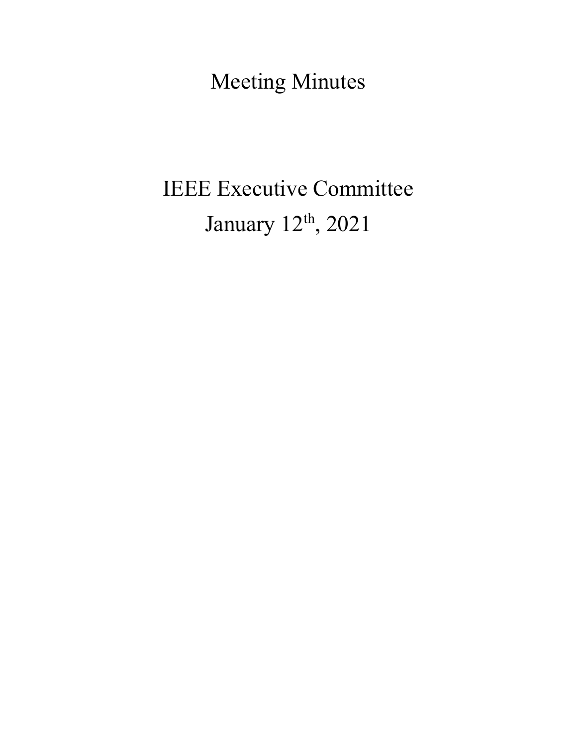# Meeting Minutes

# IEEE Executive Committee

## January 12th, 2021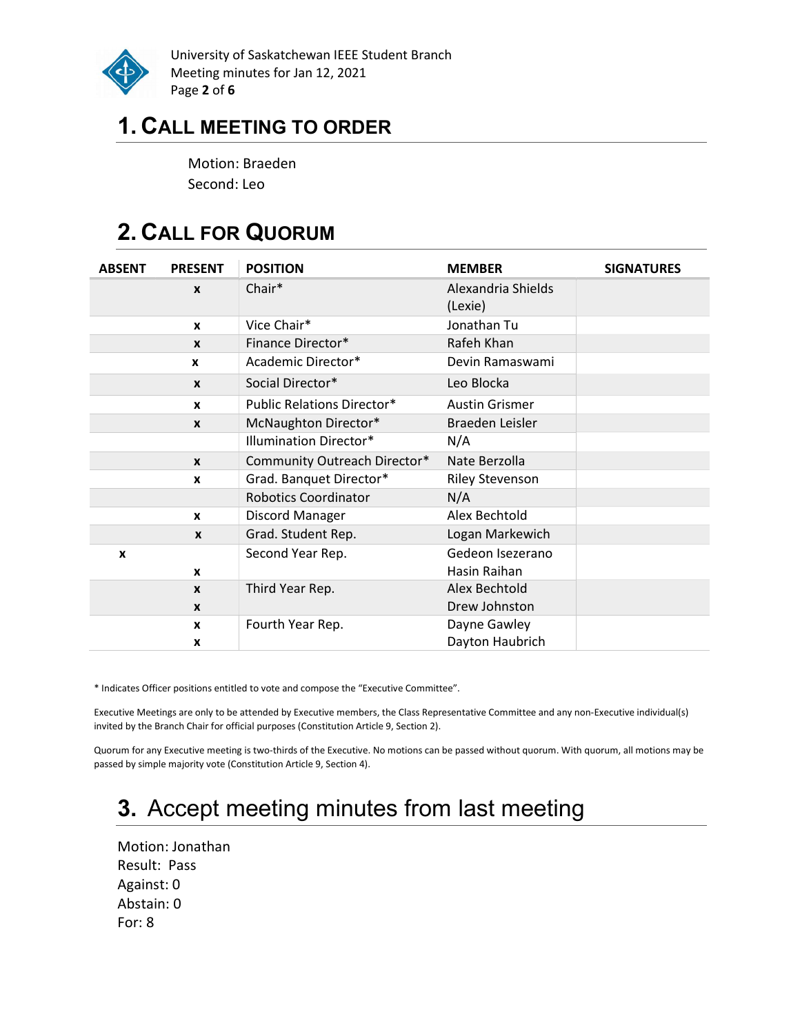# 1. CALL MEETING TO ORDER

Motion: Braeden
Second: Leo

# 2. CALL FOR QUORUM

| ABSENT | PRESENT | POSITION | MEMBER | SIGNATURES |
|---|---|---|---|---|
| | x | Chair* | Alexandria Shields (Lexie) | |
| | x | Vice Chair* | Jonathan Tu | |
| | x | Finance Director* | Rafeh Khan | |
| | x | Academic Director* | Devin Ramaswami | |
| | x | Social Director* | Leo Blocka | |
| | x | Public Relations Director* | Austin Grismer | |
| | x | McNaughton Director* | Braeden Leisler | |
| | | Illumination Director* | N/A | |
| | x | Community Outreach Director* | Nate Berzolla | |
| | x | Grad. Banquet Director* | Riley Stevenson | |
| | | Robotics Coordinator | N/A | |
| | x | Discord Manager | Alex Bechtold | |
| | x | Grad. Student Rep. | Logan Markewich | |
| x | | Second Year Rep. | Gedeon Isezerano | |
| | x | | Hasin Raihan | |
| | x | Third Year Rep. | Alex Bechtold | |
| | x | | Drew Johnston | |
| | x | Fourth Year Rep. | Dayne Gawley | |
| | x | | Dayton Haubrich | |

* Indicates Officer positions entitled to vote and compose the "Executive Committee".

Executive Meetings are only to be attended by Executive members, the Class Representative Committee and any non-Executive individual(s) invited by the Branch Chair for official purposes (Constitution Article 9, Section 2).

Quorum for any Executive meeting is two-thirds of the Executive. No motions can be passed without quorum. With quorum, all motions may be passed by simple majority vote (Constitution Article 9, Section 4).

# 3. Accept meeting minutes from last meeting

Motion: Jonathan
Result: Pass
Against: 0
Abstain: 0
For: 8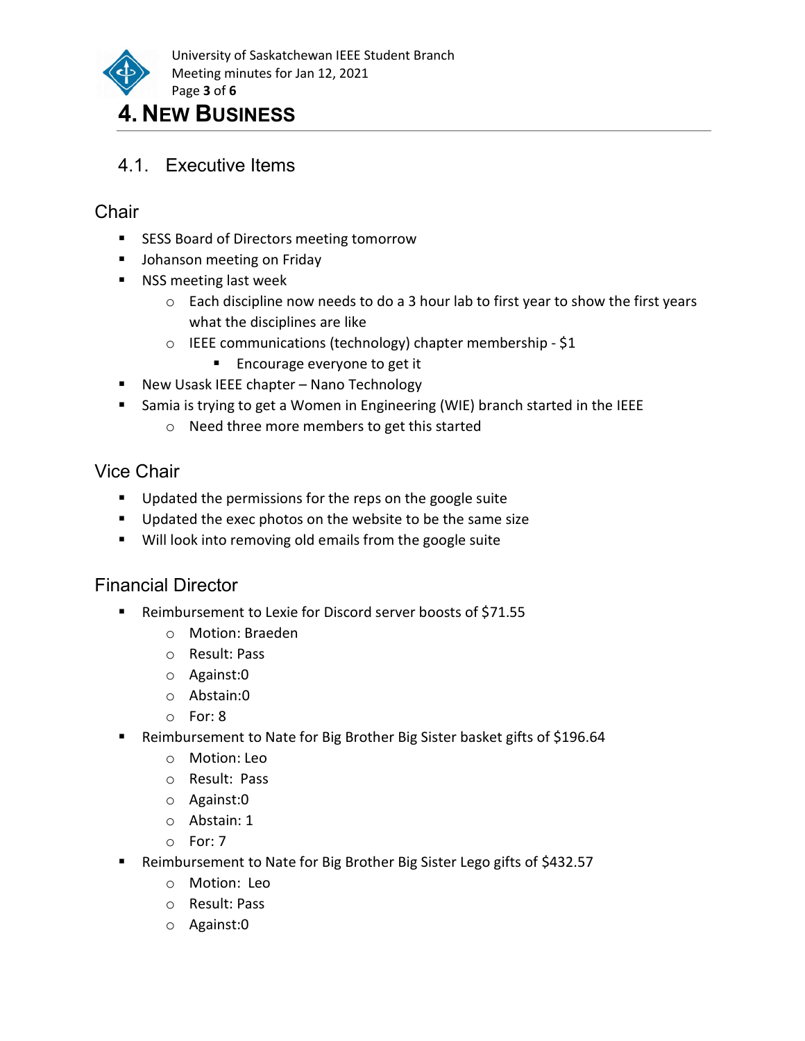# 4. New Business

## 4.1. Executive Items

### Chair

- SESS Board of Directors meeting tomorrow
- Johanson meeting on Friday
- NSS meeting last week
  - Each discipline now needs to do a 3 hour lab to first year to show the first years what the disciplines are like
  - IEEE communications (technology) chapter membership - $1
    - Encourage everyone to get it
- New Usask IEEE chapter – Nano Technology
- Samia is trying to get a Women in Engineering (WIE) branch started in the IEEE
  - Need three more members to get this started

### Vice Chair

- Updated the permissions for the reps on the google suite
- Updated the exec photos on the website to be the same size
- Will look into removing old emails from the google suite

### Financial Director

- Reimbursement to Lexie for Discord server boosts of $71.55
  - Motion: Braeden
  - Result: Pass
  - Against:0
  - Abstain:0
  - For: 8
- Reimbursement to Nate for Big Brother Big Sister basket gifts of $196.64
  - Motion: Leo
  - Result: Pass
  - Against:0
  - Abstain: 1
  - For: 7
- Reimbursement to Nate for Big Brother Big Sister Lego gifts of $432.57
  - Motion: Leo
  - Result: Pass
  - Against:0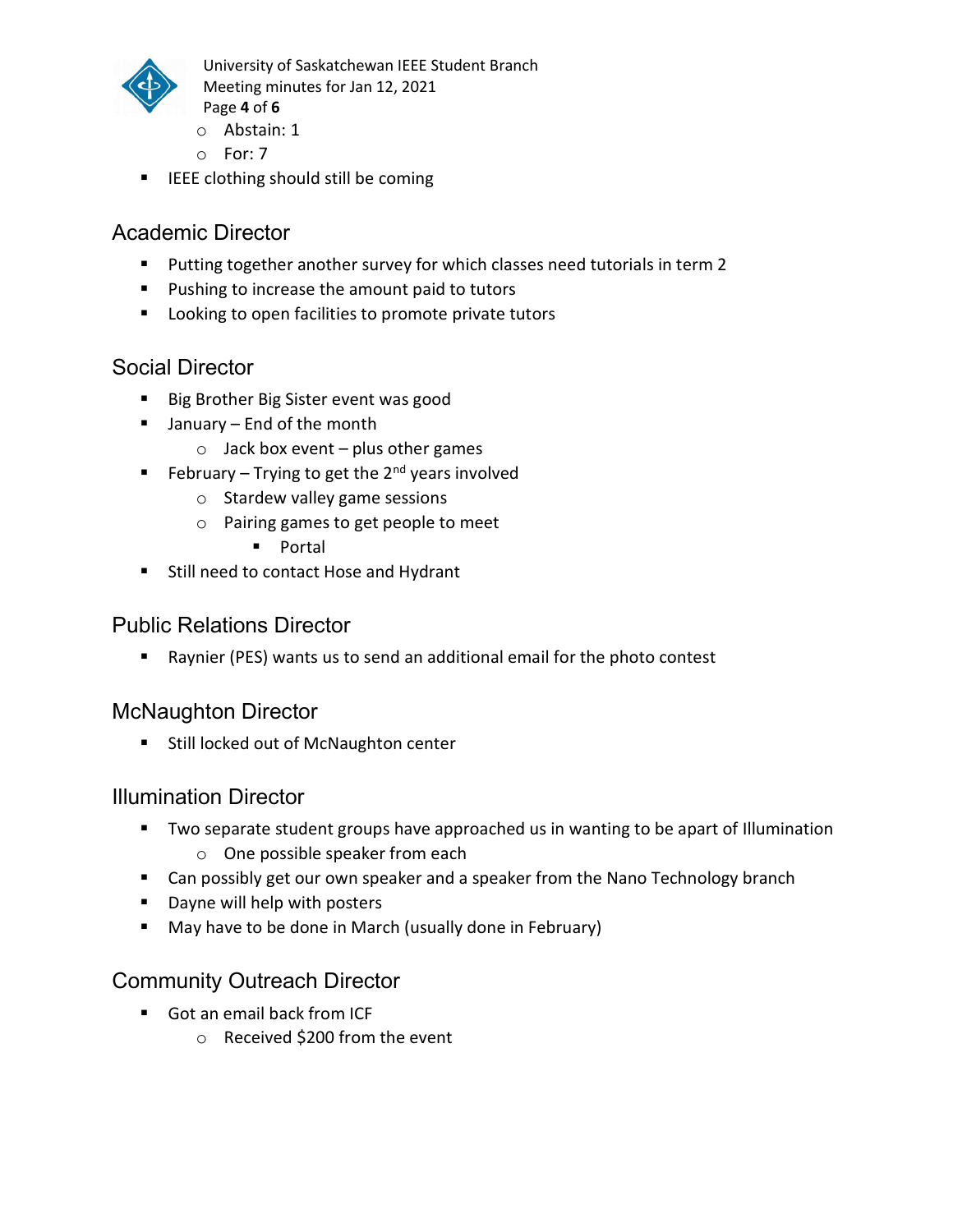- Abstain: 1
  - For: 7
- IEEE clothing should still be coming

## Academic Director

- Putting together another survey for which classes need tutorials in term 2
- Pushing to increase the amount paid to tutors
- Looking to open facilities to promote private tutors

## Social Director

- Big Brother Big Sister event was good
- January – End of the month
  - Jack box event – plus other games
- February – Trying to get the 2nd years involved
  - Stardew valley game sessions
  - Pairing games to get people to meet
    - Portal
- Still need to contact Hose and Hydrant

## Public Relations Director

- Raynier (PES) wants us to send an additional email for the photo contest

## McNaughton Director

- Still locked out of McNaughton center

## Illumination Director

- Two separate student groups have approached us in wanting to be apart of Illumination
  - One possible speaker from each
- Can possibly get our own speaker and a speaker from the Nano Technology branch
- Dayne will help with posters
- May have to be done in March (usually done in February)

## Community Outreach Director

- Got an email back from ICF
  - Received $200 from the event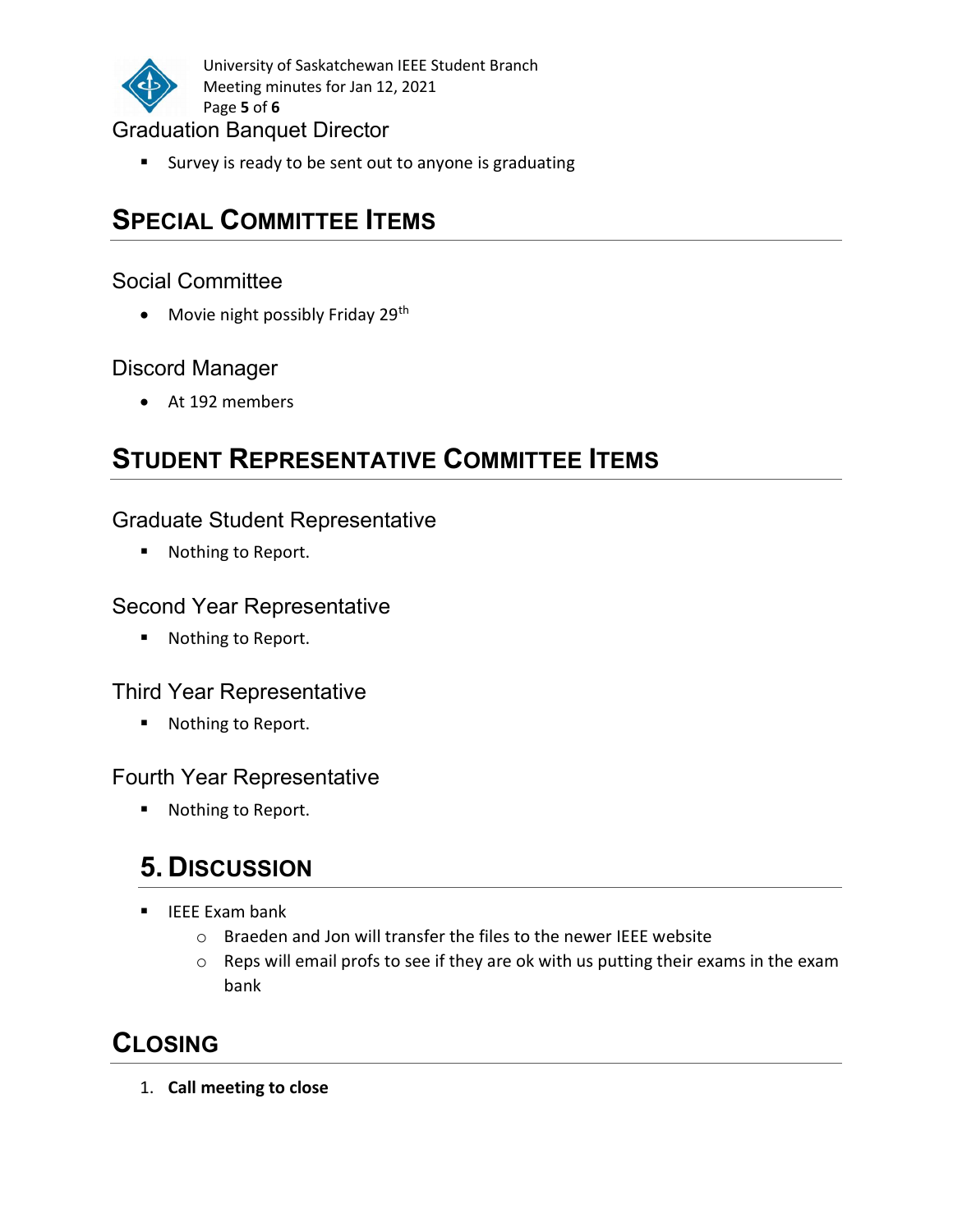### Graduation Banquet Director

- Survey is ready to be sent out to anyone is graduating

## Special Committee Items

### Social Committee

- Movie night possibly Friday 29th

### Discord Manager

- At 192 members

## Student Representative Committee Items

### Graduate Student Representative

- Nothing to Report.

### Second Year Representative

- Nothing to Report.

### Third Year Representative

- Nothing to Report.

### Fourth Year Representative

- Nothing to Report.

## 5. Discussion

- IEEE Exam bank
  - Braeden and Jon will transfer the files to the newer IEEE website
  - Reps will email profs to see if they are ok with us putting their exams in the exam bank

## Closing

1. **Call meeting to close**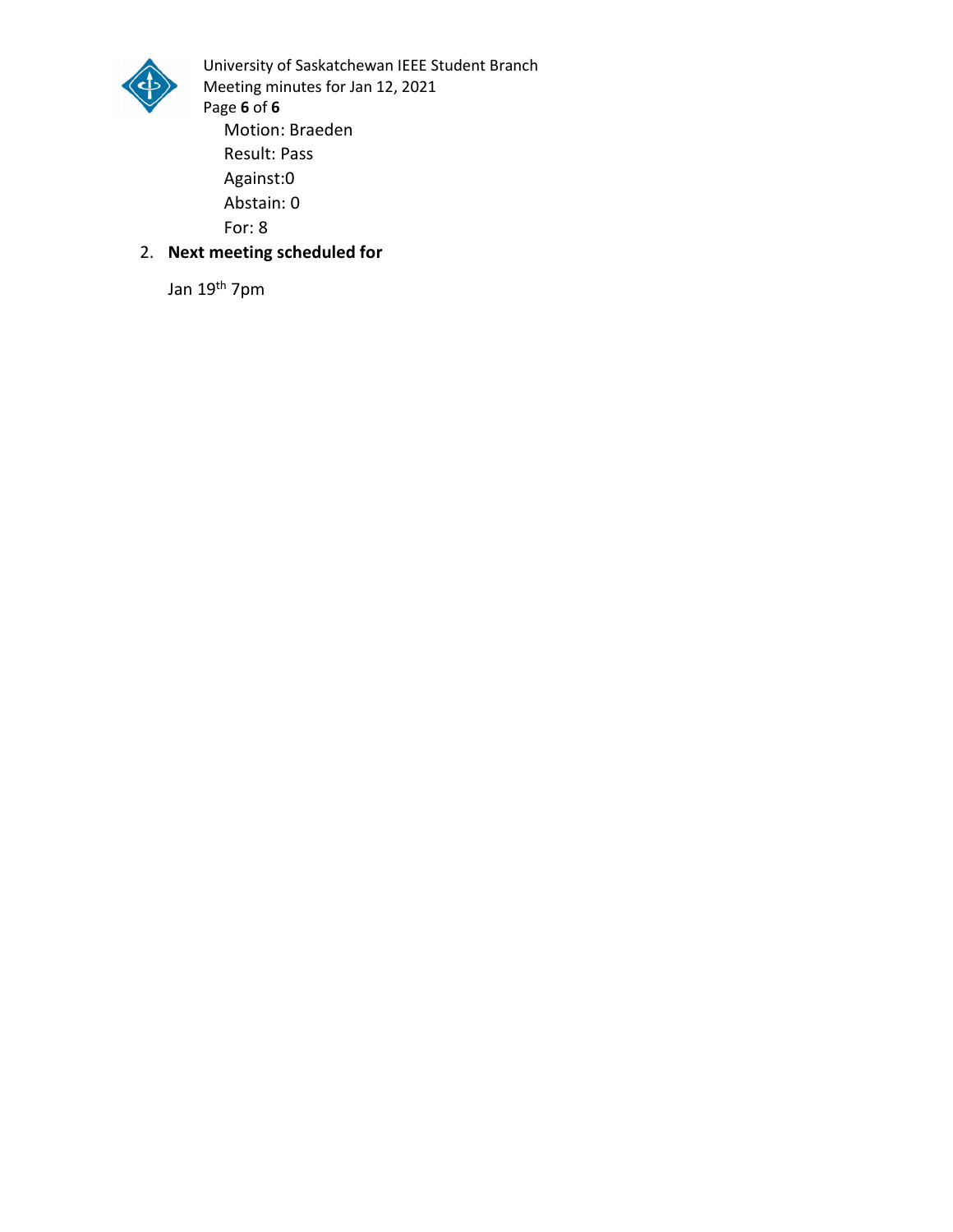Motion: Braeden
Result: Pass
Against:0
Abstain: 0
For: 8

2. **Next meeting scheduled for**

   Jan 19th 7pm